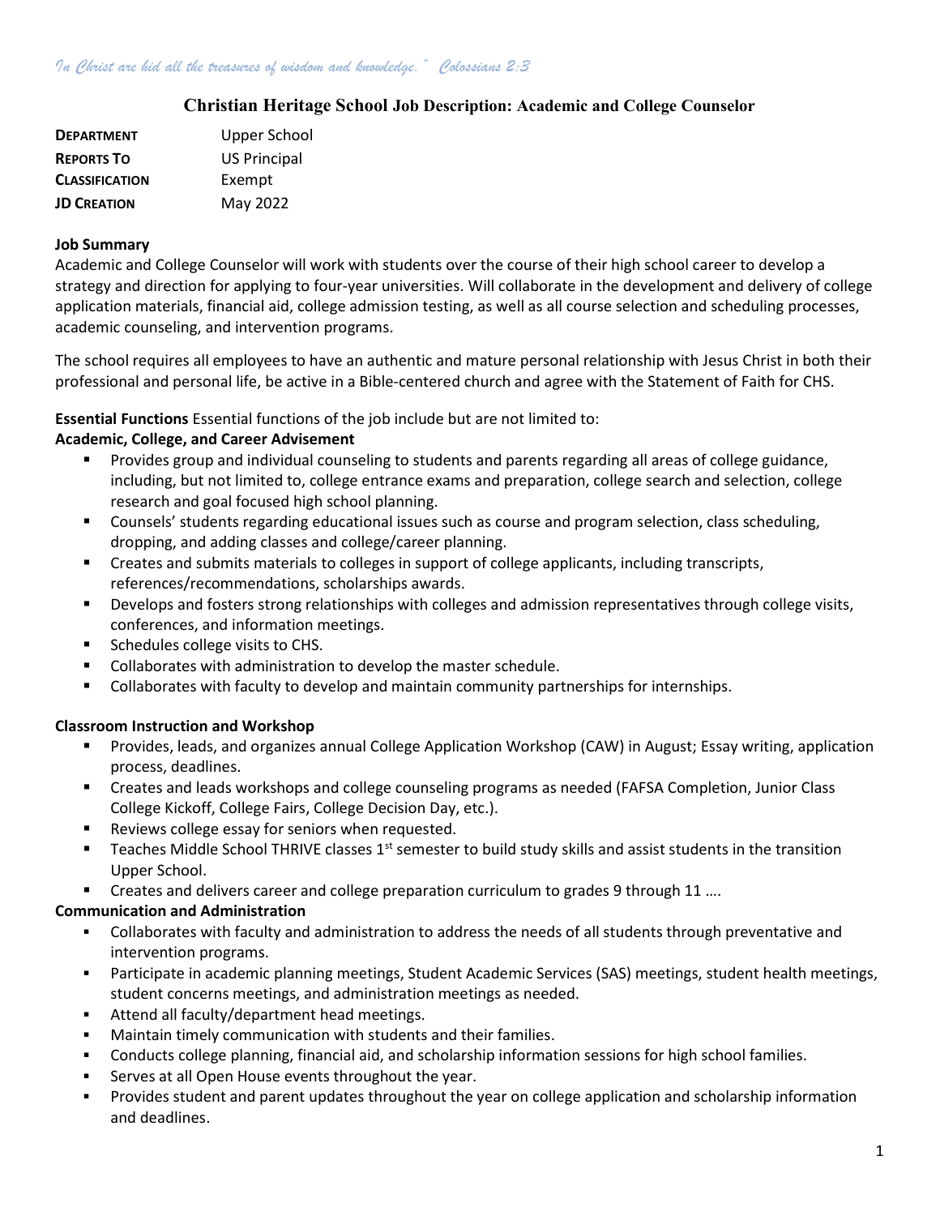*In Christ are hid all the treasures of wisdom and knowledge." Colossians 2:3*

## Christian Heritage School Job Description: Academic and College Counselor

| | |
|---|---|
| **DEPARTMENT** | Upper School |
| **REPORTS TO** | US Principal |
| **CLASSIFICATION** | Exempt |
| **JD CREATION** | May 2022 |

**Job Summary**

Academic and College Counselor will work with students over the course of their high school career to develop a strategy and direction for applying to four-year universities. Will collaborate in the development and delivery of college application materials, financial aid, college admission testing, as well as all course selection and scheduling processes, academic counseling, and intervention programs.

The school requires all employees to have an authentic and mature personal relationship with Jesus Christ in both their professional and personal life, be active in a Bible-centered church and agree with the Statement of Faith for CHS.

**Essential Functions** Essential functions of the job include but are not limited to:

**Academic, College, and Career Advisement**

- Provides group and individual counseling to students and parents regarding all areas of college guidance, including, but not limited to, college entrance exams and preparation, college search and selection, college research and goal focused high school planning.
- Counsels' students regarding educational issues such as course and program selection, class scheduling, dropping, and adding classes and college/career planning.
- Creates and submits materials to colleges in support of college applicants, including transcripts, references/recommendations, scholarships awards.
- Develops and fosters strong relationships with colleges and admission representatives through college visits, conferences, and information meetings.
- Schedules college visits to CHS.
- Collaborates with administration to develop the master schedule.
- Collaborates with faculty to develop and maintain community partnerships for internships.

**Classroom Instruction and Workshop**

- Provides, leads, and organizes annual College Application Workshop (CAW) in August; Essay writing, application process, deadlines.
- Creates and leads workshops and college counseling programs as needed (FAFSA Completion, Junior Class College Kickoff, College Fairs, College Decision Day, etc.).
- Reviews college essay for seniors when requested.
- Teaches Middle School THRIVE classes 1st semester to build study skills and assist students in the transition Upper School.
- Creates and delivers career and college preparation curriculum to grades 9 through 11 ….

**Communication and Administration**

- Collaborates with faculty and administration to address the needs of all students through preventative and intervention programs.
- Participate in academic planning meetings, Student Academic Services (SAS) meetings, student health meetings, student concerns meetings, and administration meetings as needed.
- Attend all faculty/department head meetings.
- Maintain timely communication with students and their families.
- Conducts college planning, financial aid, and scholarship information sessions for high school families.
- Serves at all Open House events throughout the year.
- Provides student and parent updates throughout the year on college application and scholarship information and deadlines.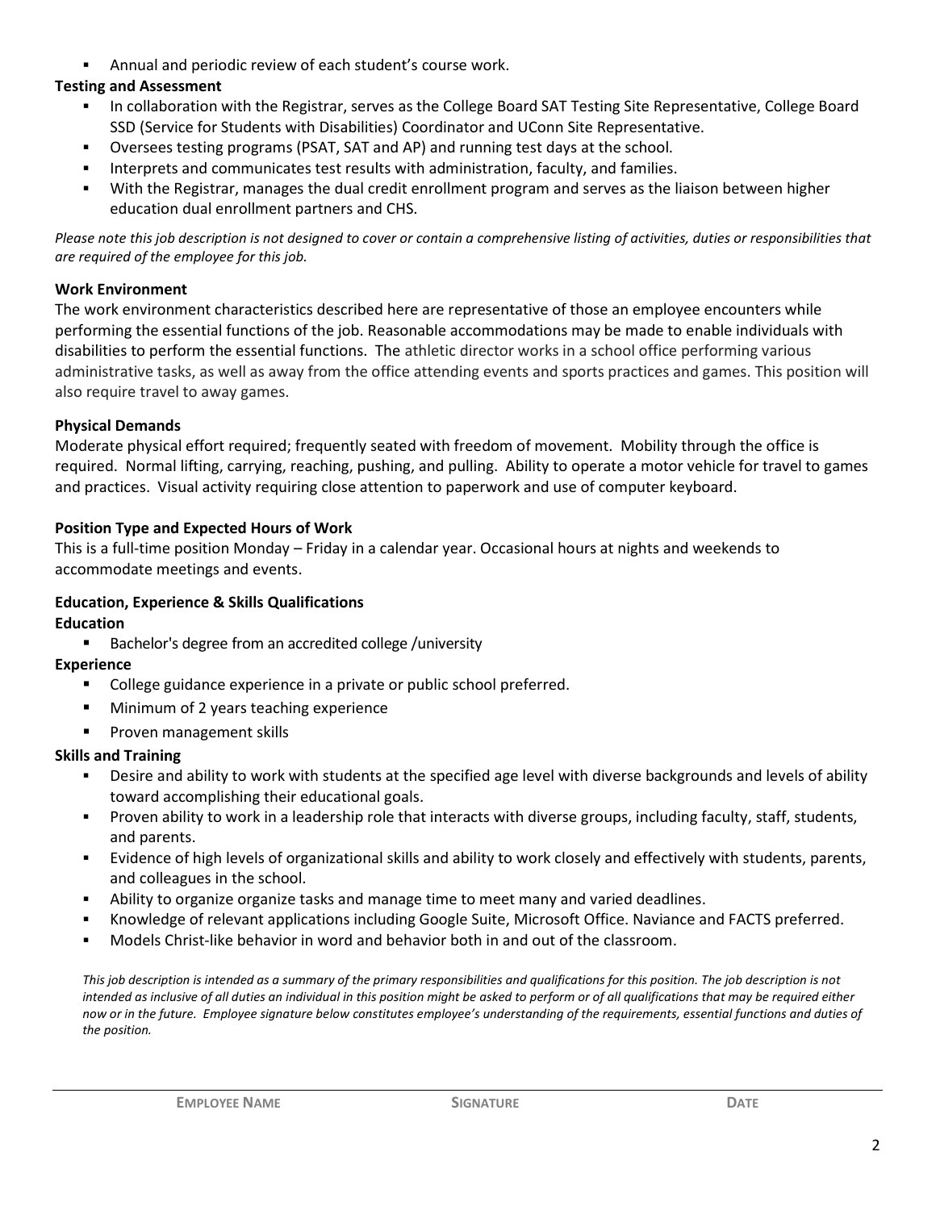- Annual and periodic review of each student's course work.

**Testing and Assessment**

- In collaboration with the Registrar, serves as the College Board SAT Testing Site Representative, College Board SSD (Service for Students with Disabilities) Coordinator and UConn Site Representative.
- Oversees testing programs (PSAT, SAT and AP) and running test days at the school.
- Interprets and communicates test results with administration, faculty, and families.
- With the Registrar, manages the dual credit enrollment program and serves as the liaison between higher education dual enrollment partners and CHS.

*Please note this job description is not designed to cover or contain a comprehensive listing of activities, duties or responsibilities that are required of the employee for this job.*

**Work Environment**

The work environment characteristics described here are representative of those an employee encounters while performing the essential functions of the job. Reasonable accommodations may be made to enable individuals with disabilities to perform the essential functions. The athletic director works in a school office performing various administrative tasks, as well as away from the office attending events and sports practices and games. This position will also require travel to away games.

**Physical Demands**

Moderate physical effort required; frequently seated with freedom of movement. Mobility through the office is required. Normal lifting, carrying, reaching, pushing, and pulling. Ability to operate a motor vehicle for travel to games and practices. Visual activity requiring close attention to paperwork and use of computer keyboard.

**Position Type and Expected Hours of Work**

This is a full-time position Monday – Friday in a calendar year. Occasional hours at nights and weekends to accommodate meetings and events.

**Education, Experience & Skills Qualifications**

**Education**

- Bachelor's degree from an accredited college /university

**Experience**

- College guidance experience in a private or public school preferred.
- Minimum of 2 years teaching experience
- Proven management skills

**Skills and Training**

- Desire and ability to work with students at the specified age level with diverse backgrounds and levels of ability toward accomplishing their educational goals.
- Proven ability to work in a leadership role that interacts with diverse groups, including faculty, staff, students, and parents.
- Evidence of high levels of organizational skills and ability to work closely and effectively with students, parents, and colleagues in the school.
- Ability to organize organize tasks and manage time to meet many and varied deadlines.
- Knowledge of relevant applications including Google Suite, Microsoft Office. Naviance and FACTS preferred.
- Models Christ-like behavior in word and behavior both in and out of the classroom.

*This job description is intended as a summary of the primary responsibilities and qualifications for this position. The job description is not intended as inclusive of all duties an individual in this position might be asked to perform or of all qualifications that may be required either now or in the future. Employee signature below constitutes employee's understanding of the requirements, essential functions and duties of the position.*

| EMPLOYEE NAME | SIGNATURE | DATE |
| --- | --- | --- |